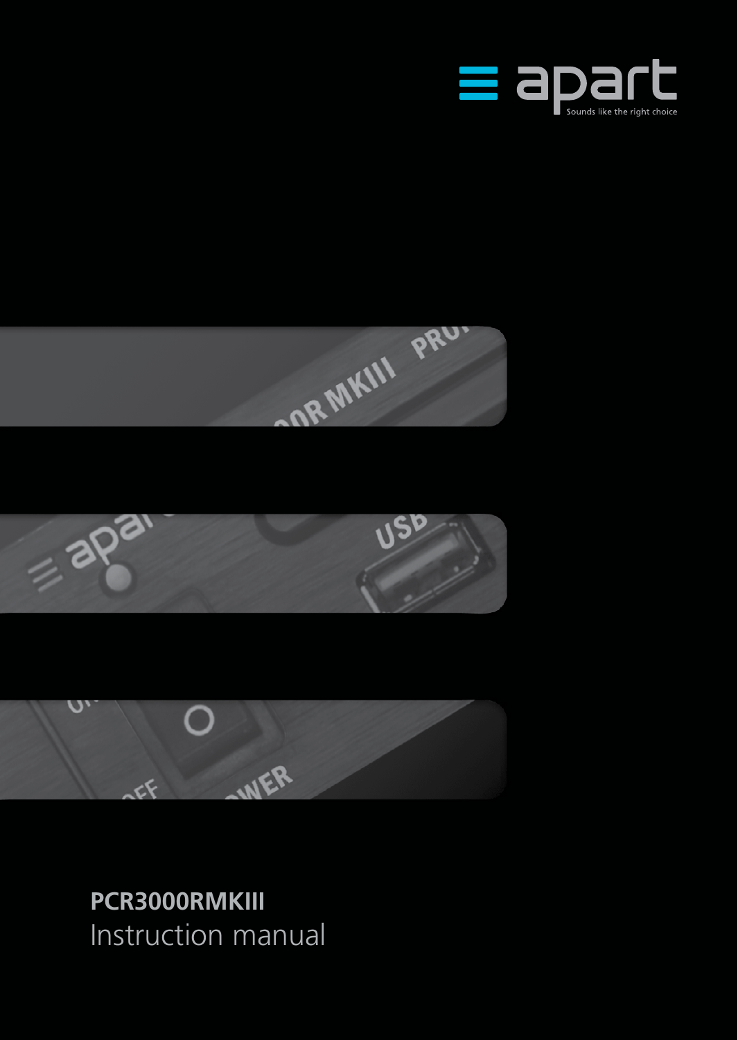apart

Sounds like the right choice

# PCR3000RMKIII

Instruction manual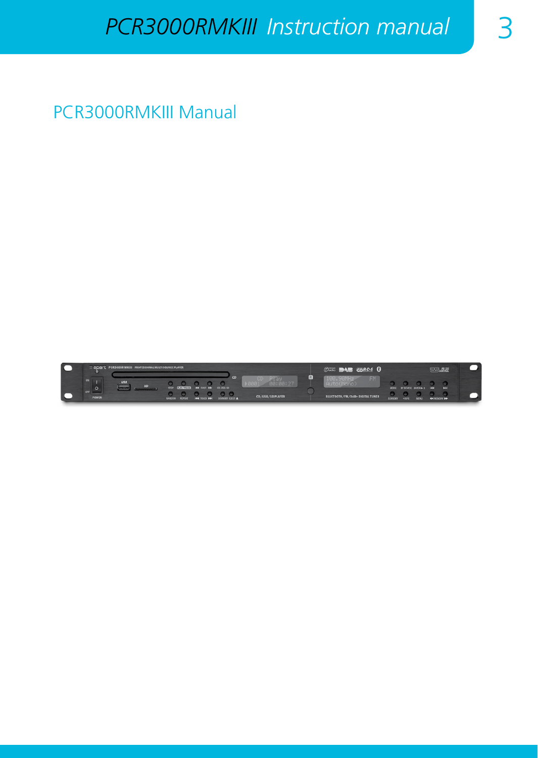# PCR3000RMKIII Manual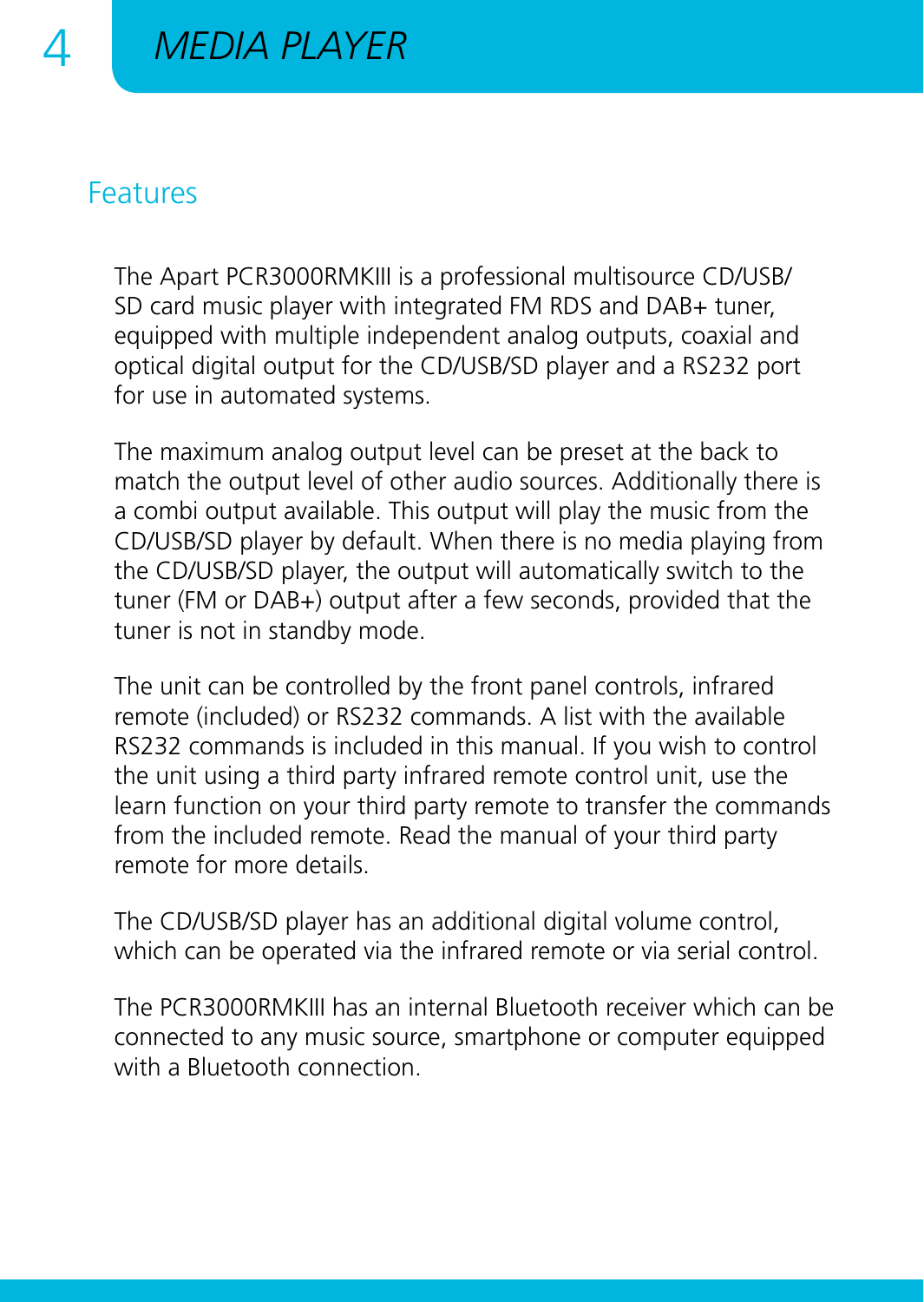# MEDIA PLAYER

## Features

The Apart PCR3000RMKIII is a professional multisource CD/USB/SD card music player with integrated FM RDS and DAB+ tuner, equipped with multiple independent analog outputs, coaxial and optical digital output for the CD/USB/SD player and a RS232 port for use in automated systems.

The maximum analog output level can be preset at the back to match the output level of other audio sources. Additionally there is a combi output available. This output will play the music from the CD/USB/SD player by default. When there is no media playing from the CD/USB/SD player, the output will automatically switch to the tuner (FM or DAB+) output after a few seconds, provided that the tuner is not in standby mode.

The unit can be controlled by the front panel controls, infrared remote (included) or RS232 commands. A list with the available RS232 commands is included in this manual. If you wish to control the unit using a third party infrared remote control unit, use the learn function on your third party remote to transfer the commands from the included remote. Read the manual of your third party remote for more details.

The CD/USB/SD player has an additional digital volume control, which can be operated via the infrared remote or via serial control.

The PCR3000RMKIII has an internal Bluetooth receiver which can be connected to any music source, smartphone or computer equipped with a Bluetooth connection.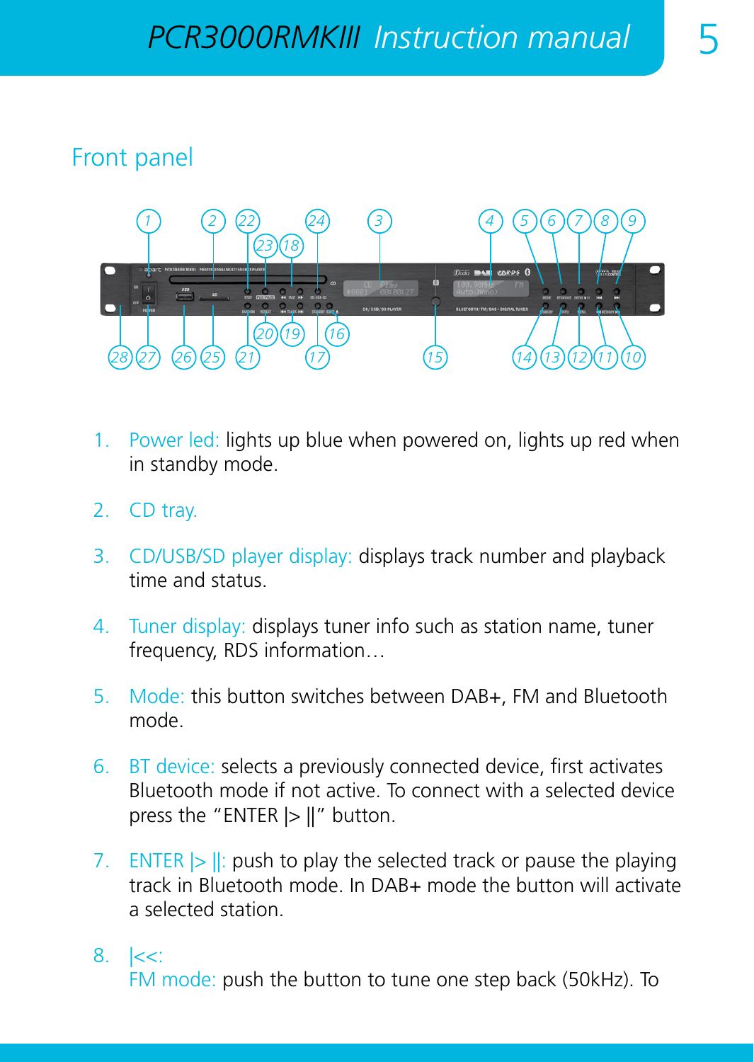## Front panel

1. Power led: lights up blue when powered on, lights up red when in standby mode.

2. CD tray.

3. CD/USB/SD player display: displays track number and playback time and status.

4. Tuner display: displays tuner info such as station name, tuner frequency, RDS information…

5. Mode: this button switches between DAB+, FM and Bluetooth mode.

6. BT device: selects a previously connected device, first activates Bluetooth mode if not active. To connect with a selected device press the "ENTER |> ||" button.

7. ENTER |> ||: push to play the selected track or pause the playing track in Bluetooth mode. In DAB+ mode the button will activate a selected station.

8. |<<:
   FM mode: push the button to tune one step back (50kHz). To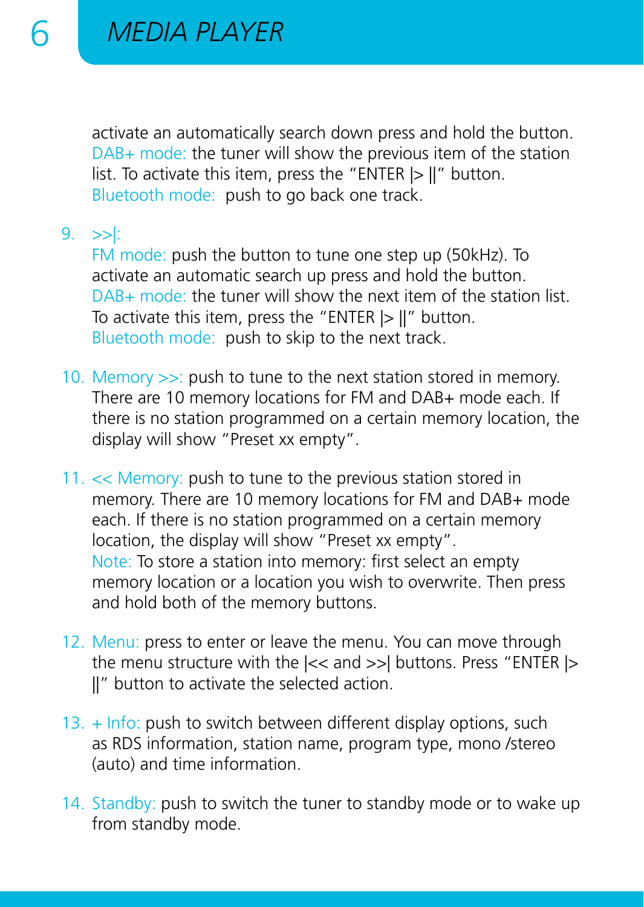activate an automatically search down press and hold the button. DAB+ mode: the tuner will show the previous item of the station list. To activate this item, press the "ENTER |> ||" button. Bluetooth mode: push to go back one track.

9. >>|:
   FM mode: push the button to tune one step up (50kHz). To activate an automatic search up press and hold the button.
   DAB+ mode: the tuner will show the next item of the station list. To activate this item, press the "ENTER |> ||" button.
   Bluetooth mode: push to skip to the next track.

10. Memory >>: push to tune to the next station stored in memory. There are 10 memory locations for FM and DAB+ mode each. If there is no station programmed on a certain memory location, the display will show "Preset xx empty".

11. << Memory: push to tune to the previous station stored in memory. There are 10 memory locations for FM and DAB+ mode each. If there is no station programmed on a certain memory location, the display will show "Preset xx empty".
    Note: To store a station into memory: first select an empty memory location or a location you wish to overwrite. Then press and hold both of the memory buttons.

12. Menu: press to enter or leave the menu. You can move through the menu structure with the |<< and >>| buttons. Press "ENTER |> ||" button to activate the selected action.

13. + Info: push to switch between different display options, such as RDS information, station name, program type, mono /stereo (auto) and time information.

14. Standby: push to switch the tuner to standby mode or to wake up from standby mode.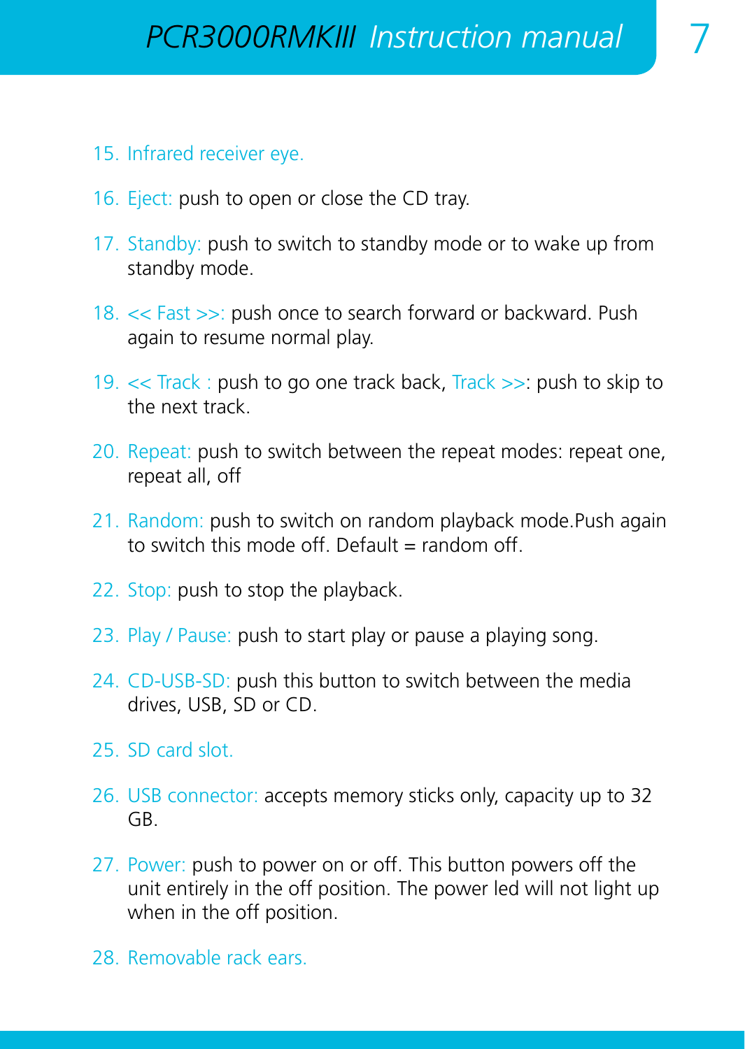15. Infrared receiver eye.

16. Eject: push to open or close the CD tray.

17. Standby: push to switch to standby mode or to wake up from standby mode.

18. << Fast >>: push once to search forward or backward. Push again to resume normal play.

19. << Track : push to go one track back, Track >>: push to skip to the next track.

20. Repeat: push to switch between the repeat modes: repeat one, repeat all, off

21. Random: push to switch on random playback mode.Push again to switch this mode off. Default = random off.

22. Stop: push to stop the playback.

23. Play / Pause: push to start play or pause a playing song.

24. CD-USB-SD: push this button to switch between the media drives, USB, SD or CD.

25. SD card slot.

26. USB connector: accepts memory sticks only, capacity up to 32 GB.

27. Power: push to power on or off. This button powers off the unit entirely in the off position. The power led will not light up when in the off position.

28. Removable rack ears.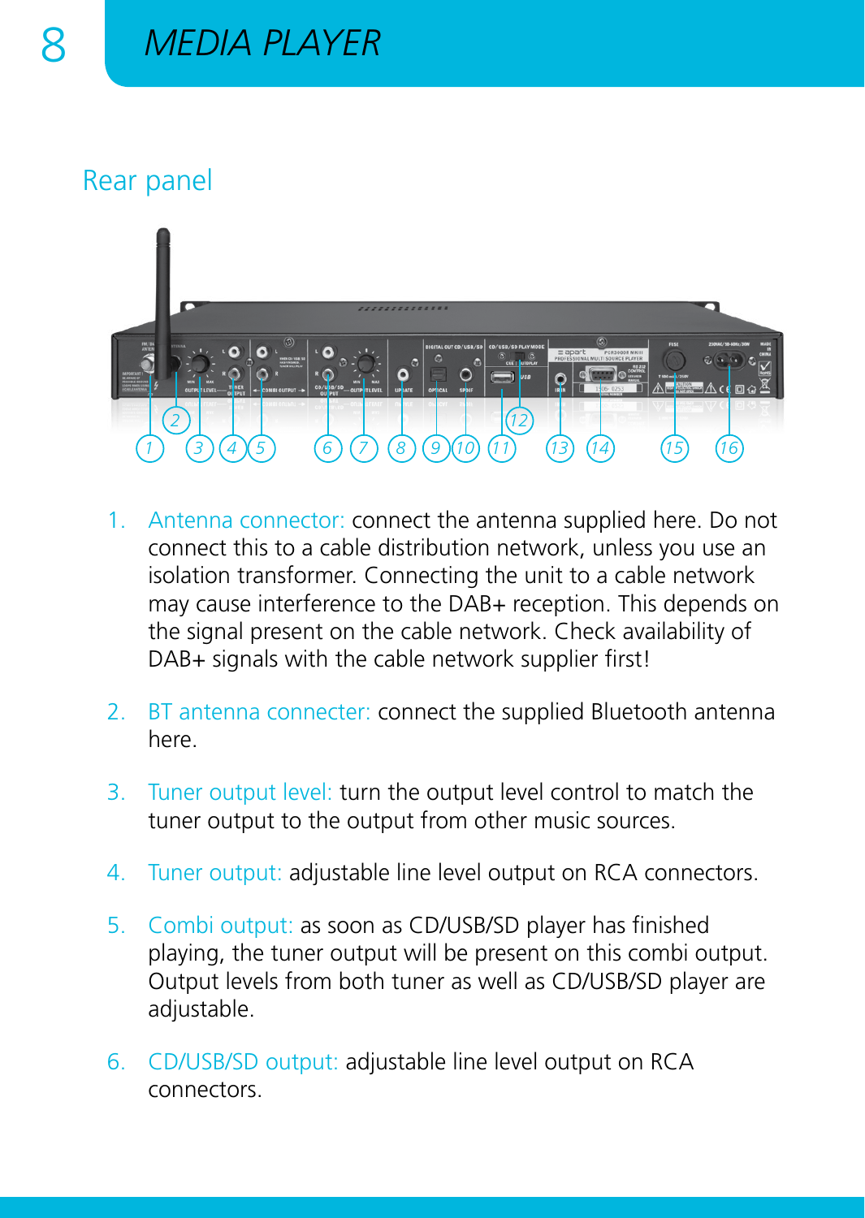# MEDIA PLAYER

## Rear panel

1. Antenna connector: connect the antenna supplied here. Do not connect this to a cable distribution network, unless you use an isolation transformer. Connecting the unit to a cable network may cause interference to the DAB+ reception. This depends on the signal present on the cable network. Check availability of DAB+ signals with the cable network supplier first!

2. BT antenna connecter: connect the supplied Bluetooth antenna here.

3. Tuner output level: turn the output level control to match the tuner output to the output from other music sources.

4. Tuner output: adjustable line level output on RCA connectors.

5. Combi output: as soon as CD/USB/SD player has finished playing, the tuner output will be present on this combi output. Output levels from both tuner as well as CD/USB/SD player are adjustable.

6. CD/USB/SD output: adjustable line level output on RCA connectors.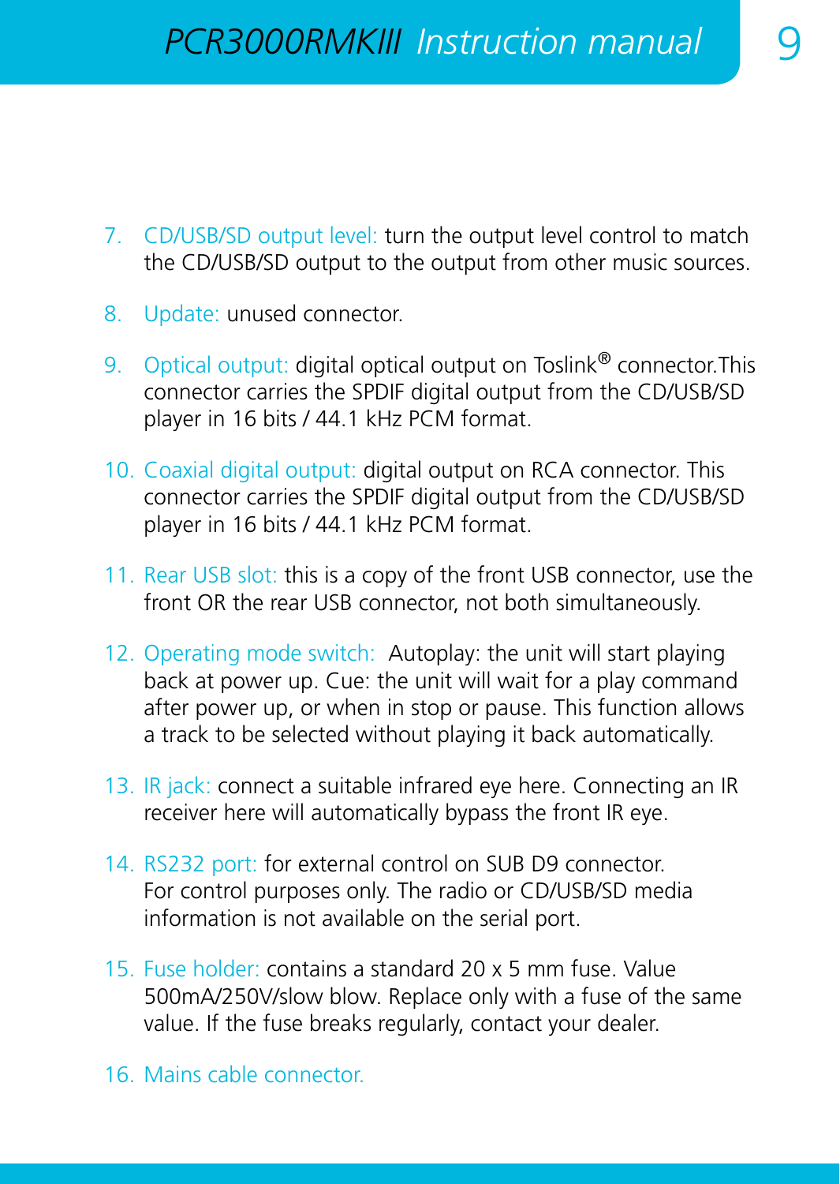7. CD/USB/SD output level: turn the output level control to match the CD/USB/SD output to the output from other music sources.

8. Update: unused connector.

9. Optical output: digital optical output on Toslink® connector.This connector carries the SPDIF digital output from the CD/USB/SD player in 16 bits / 44.1 kHz PCM format.

10. Coaxial digital output: digital output on RCA connector. This connector carries the SPDIF digital output from the CD/USB/SD player in 16 bits / 44.1 kHz PCM format.

11. Rear USB slot: this is a copy of the front USB connector, use the front OR the rear USB connector, not both simultaneously.

12. Operating mode switch: Autoplay: the unit will start playing back at power up. Cue: the unit will wait for a play command after power up, or when in stop or pause. This function allows a track to be selected without playing it back automatically.

13. IR jack: connect a suitable infrared eye here. Connecting an IR receiver here will automatically bypass the front IR eye.

14. RS232 port: for external control on SUB D9 connector. For control purposes only. The radio or CD/USB/SD media information is not available on the serial port.

15. Fuse holder: contains a standard 20 x 5 mm fuse. Value 500mA/250V/slow blow. Replace only with a fuse of the same value. If the fuse breaks regularly, contact your dealer.

16. Mains cable connector.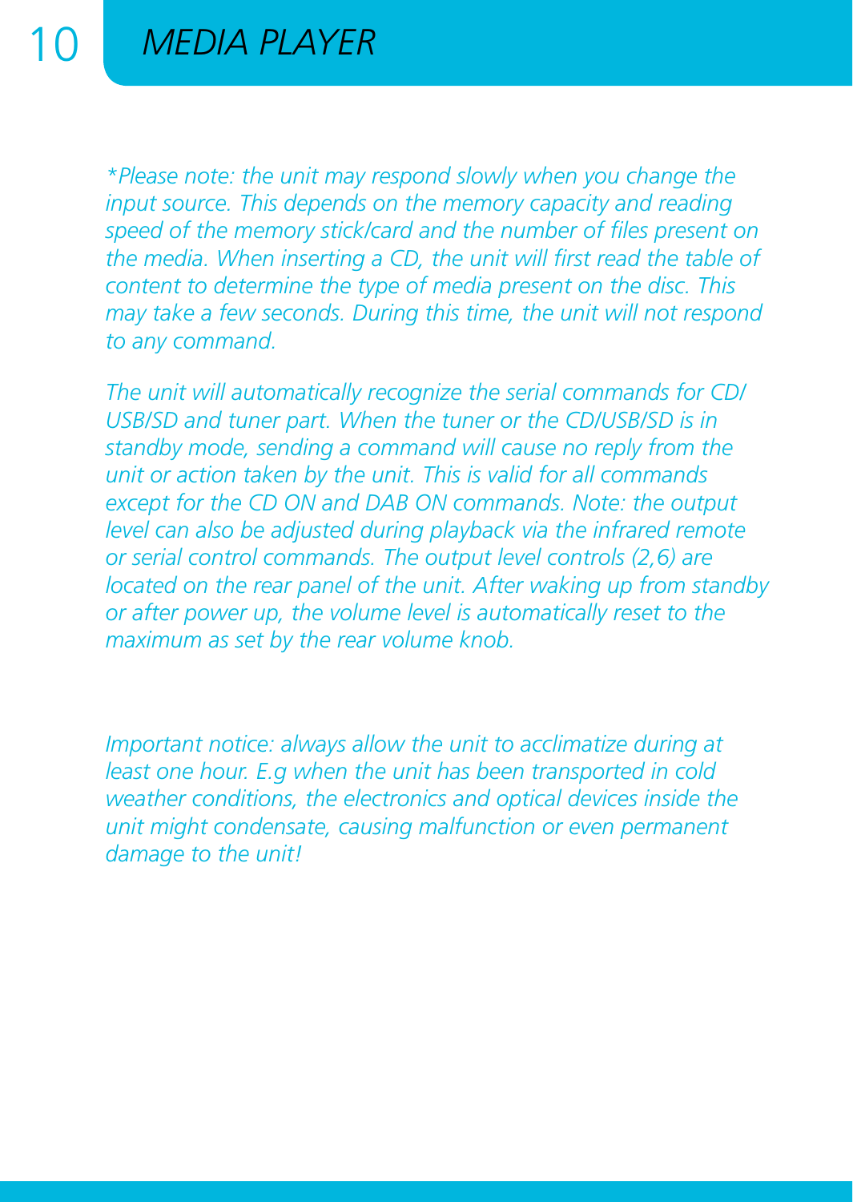# MEDIA PLAYER

*\*Please note: the unit may respond slowly when you change the input source. This depends on the memory capacity and reading speed of the memory stick/card and the number of files present on the media. When inserting a CD, the unit will first read the table of content to determine the type of media present on the disc. This may take a few seconds. During this time, the unit will not respond to any command.*

*The unit will automatically recognize the serial commands for CD/USB/SD and tuner part. When the tuner or the CD/USB/SD is in standby mode, sending a command will cause no reply from the unit or action taken by the unit. This is valid for all commands except for the CD ON and DAB ON commands. Note: the output level can also be adjusted during playback via the infrared remote or serial control commands. The output level controls (2,6) are located on the rear panel of the unit. After waking up from standby or after power up, the volume level is automatically reset to the maximum as set by the rear volume knob.*

*Important notice: always allow the unit to acclimatize during at least one hour. E.g when the unit has been transported in cold weather conditions, the electronics and optical devices inside the unit might condensate, causing malfunction or even permanent damage to the unit!*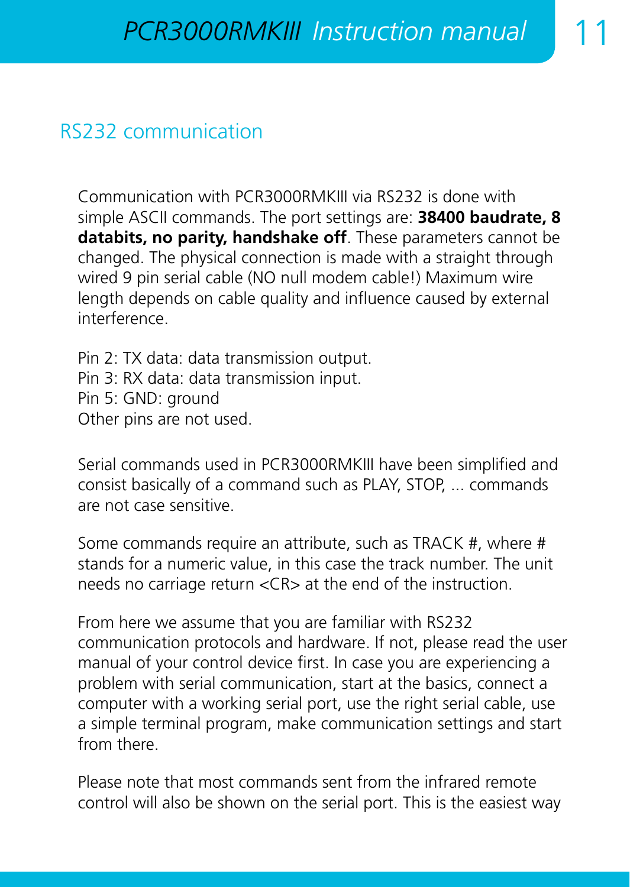## RS232 communication

Communication with PCR3000RMKIII via RS232 is done with simple ASCII commands. The port settings are: **38400 baudrate, 8 databits, no parity, handshake off**. These parameters cannot be changed. The physical connection is made with a straight through wired 9 pin serial cable (NO null modem cable!) Maximum wire length depends on cable quality and influence caused by external interference.

Pin 2: TX data: data transmission output.
Pin 3: RX data: data transmission input.
Pin 5: GND: ground
Other pins are not used.

Serial commands used in PCR3000RMKIII have been simplified and consist basically of a command such as PLAY, STOP, ... commands are not case sensitive.

Some commands require an attribute, such as TRACK #, where # stands for a numeric value, in this case the track number. The unit needs no carriage return <CR> at the end of the instruction.

From here we assume that you are familiar with RS232 communication protocols and hardware. If not, please read the user manual of your control device first. In case you are experiencing a problem with serial communication, start at the basics, connect a computer with a working serial port, use the right serial cable, use a simple terminal program, make communication settings and start from there.

Please note that most commands sent from the infrared remote control will also be shown on the serial port. This is the easiest way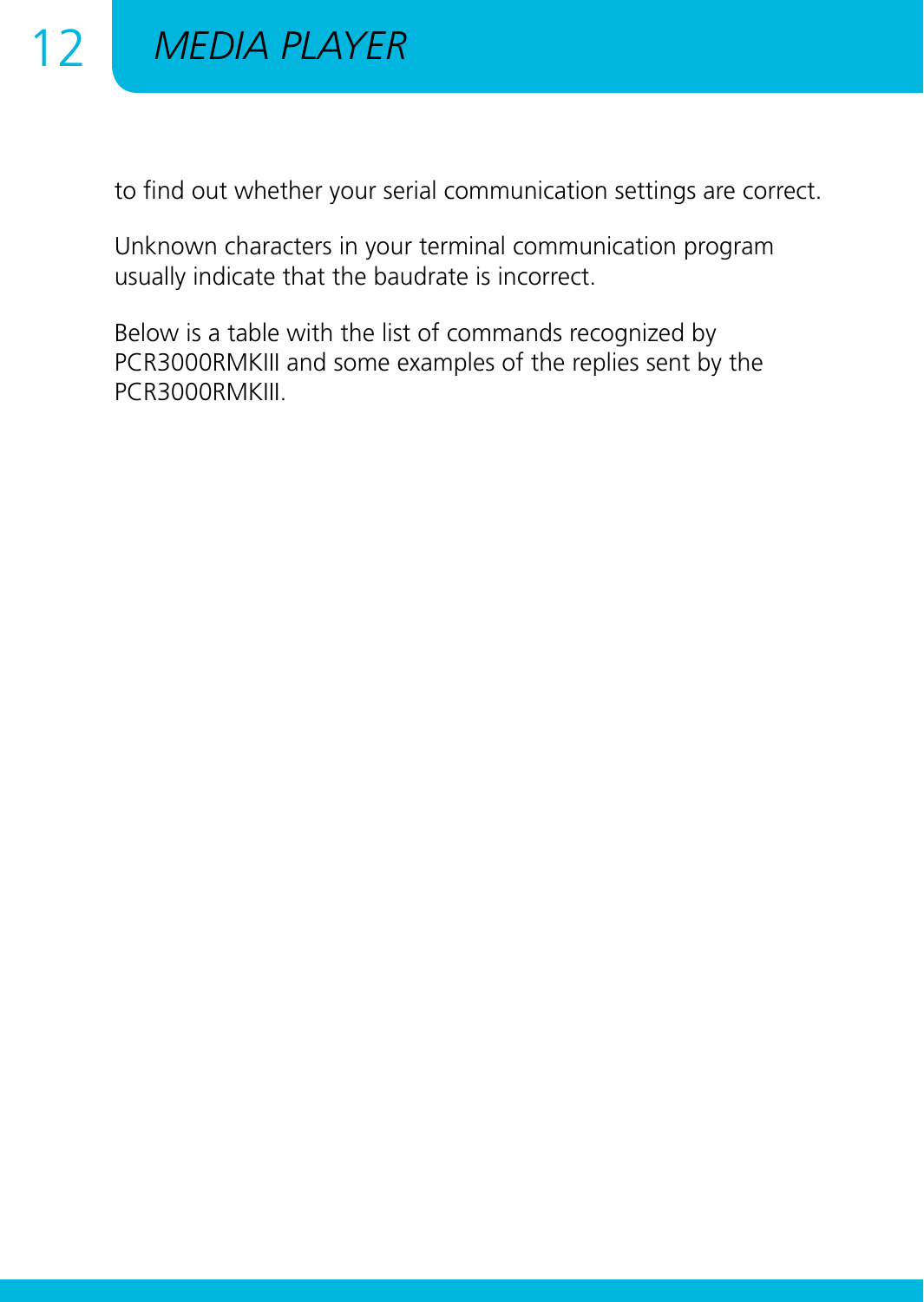to find out whether your serial communication settings are correct.

Unknown characters in your terminal communication program usually indicate that the baudrate is incorrect.

Below is a table with the list of commands recognized by PCR3000RMKIII and some examples of the replies sent by the PCR3000RMKIII.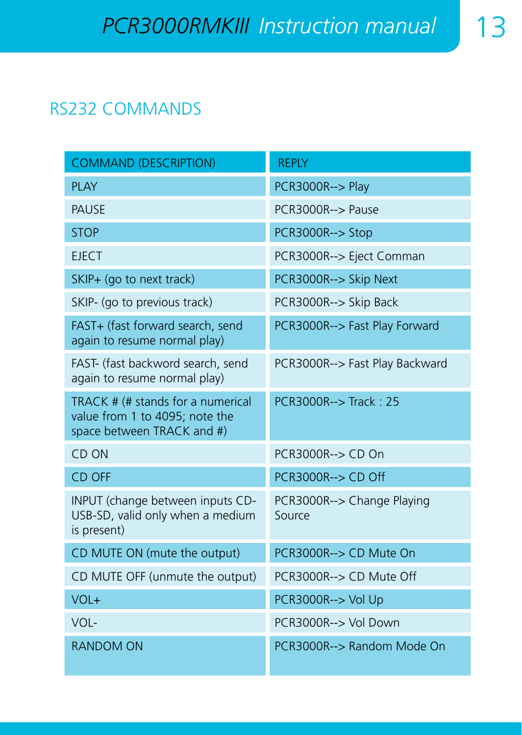## RS232 COMMANDS

| COMMAND (DESCRIPTION) | REPLY |
|---|---|
| PLAY | PCR3000R--> Play |
| PAUSE | PCR3000R--> Pause |
| STOP | PCR3000R--> Stop |
| EJECT | PCR3000R--> Eject Comman |
| SKIP+ (go to next track) | PCR3000R--> Skip Next |
| SKIP- (go to previous track) | PCR3000R--> Skip Back |
| FAST+ (fast forward search, send again to resume normal play) | PCR3000R--> Fast Play Forward |
| FAST- (fast backword search, send again to resume normal play) | PCR3000R--> Fast Play Backward |
| TRACK # (# stands for a numerical value from 1 to 4095; note the space between TRACK and #) | PCR3000R--> Track : 25 |
| CD ON | PCR3000R--> CD On |
| CD OFF | PCR3000R--> CD Off |
| INPUT (change between inputs CD-USB-SD, valid only when a medium is present) | PCR3000R--> Change Playing Source |
| CD MUTE ON (mute the output) | PCR3000R--> CD Mute On |
| CD MUTE OFF (unmute the output) | PCR3000R--> CD Mute Off |
| VOL+ | PCR3000R--> Vol Up |
| VOL- | PCR3000R--> Vol Down |
| RANDOM ON | PCR3000R--> Random Mode On |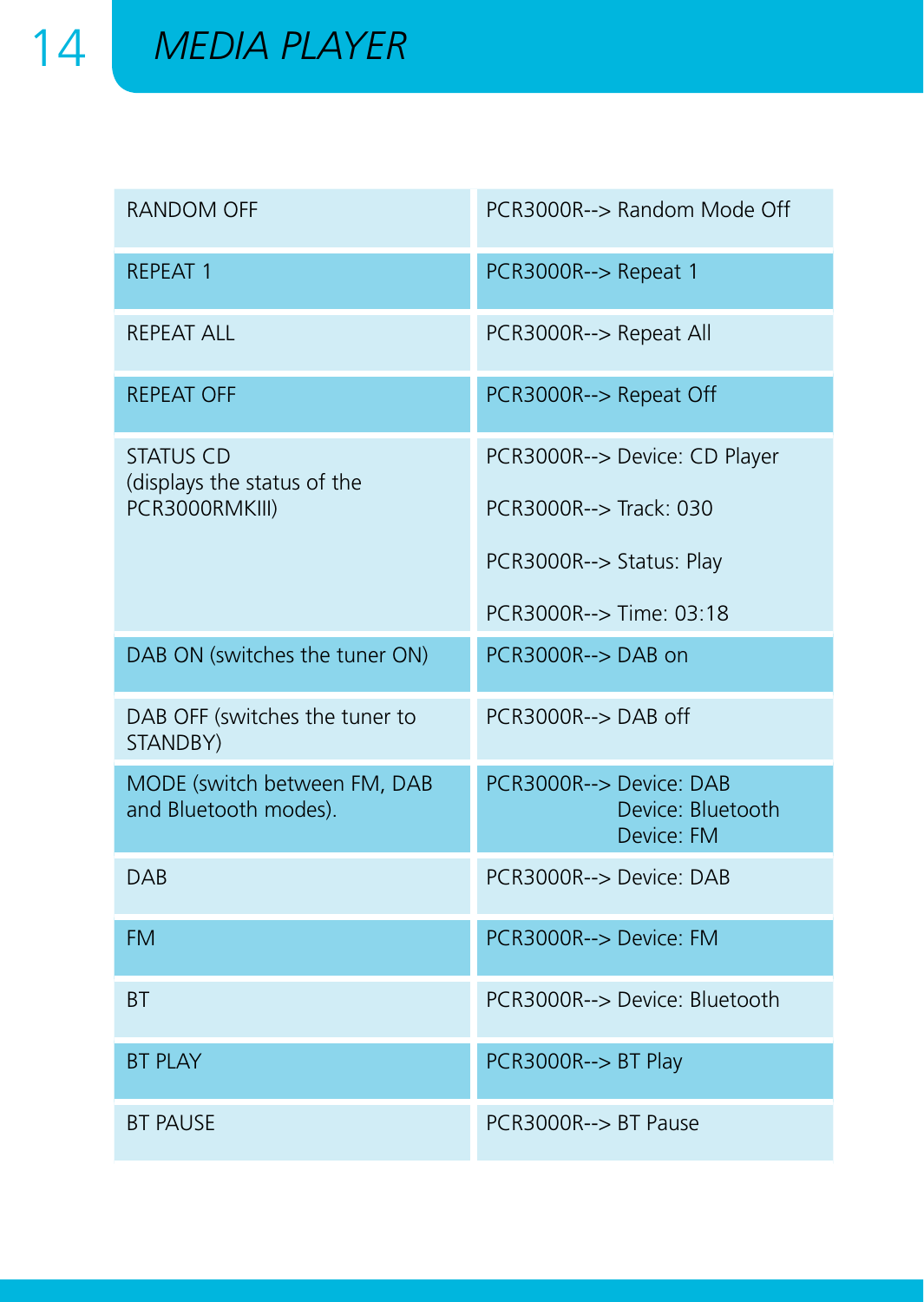# MEDIA PLAYER

| | |
|---|---|
| RANDOM OFF | PCR3000R--> Random Mode Off |
| REPEAT 1 | PCR3000R--> Repeat 1 |
| REPEAT ALL | PCR3000R--> Repeat All |
| REPEAT OFF | PCR3000R--> Repeat Off |
| STATUS CD (displays the status of the PCR3000RMKIII) | PCR3000R--> Device: CD Player<br><br>PCR3000R--> Track: 030<br><br>PCR3000R--> Status: Play<br><br>PCR3000R--> Time: 03:18 |
| DAB ON (switches the tuner ON) | PCR3000R--> DAB on |
| DAB OFF (switches the tuner to STANDBY) | PCR3000R--> DAB off |
| MODE (switch between FM, DAB and Bluetooth modes). | PCR3000R--> Device: DAB<br>Device: Bluetooth<br>Device: FM |
| DAB | PCR3000R--> Device: DAB |
| FM | PCR3000R--> Device: FM |
| BT | PCR3000R--> Device: Bluetooth |
| BT PLAY | PCR3000R--> BT Play |
| BT PAUSE | PCR3000R--> BT Pause |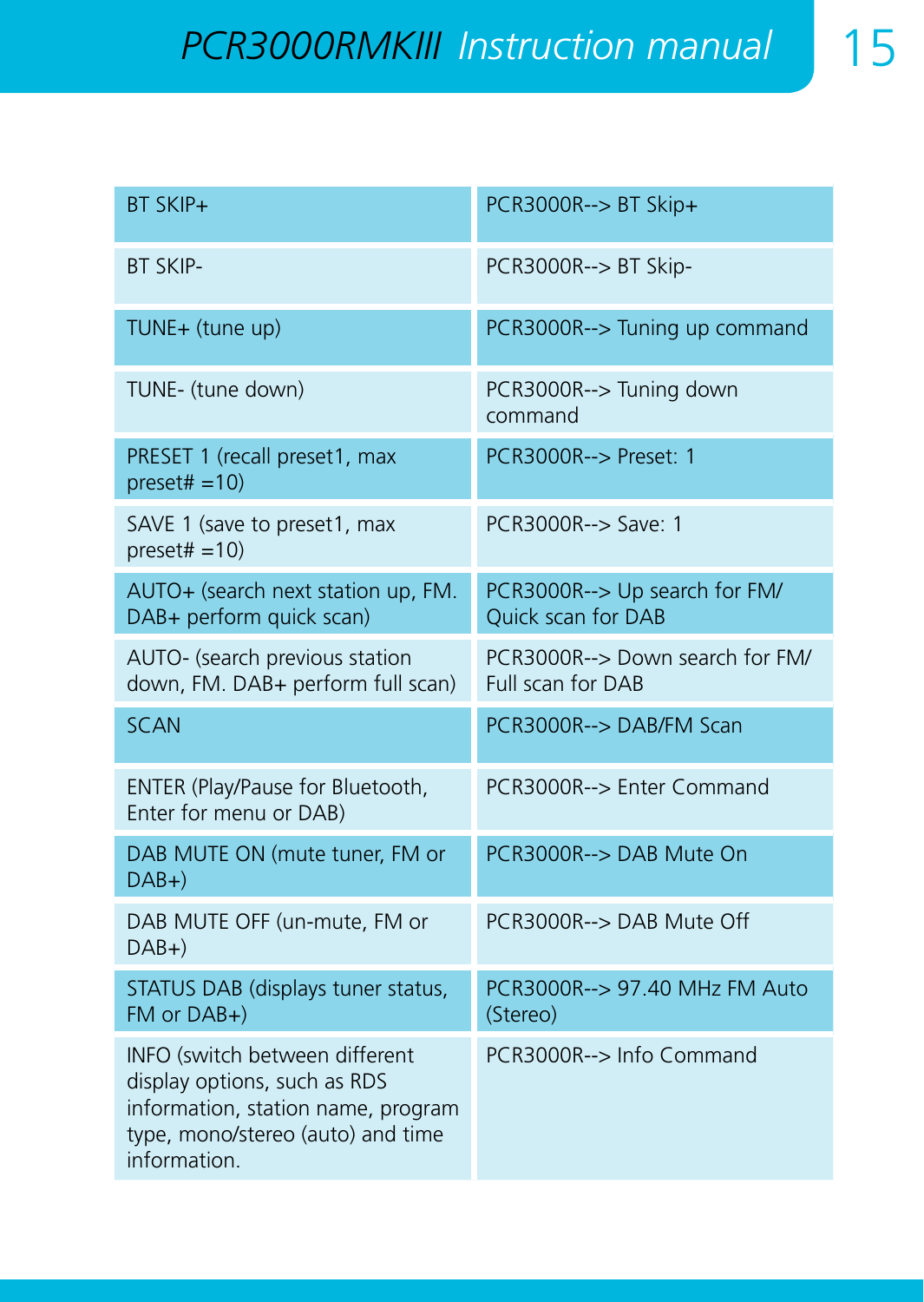| BT SKIP+ | PCR3000R--> BT Skip+ |
|---|---|
| BT SKIP- | PCR3000R--> BT Skip- |
| TUNE+ (tune up) | PCR3000R--> Tuning up command |
| TUNE- (tune down) | PCR3000R--> Tuning down command |
| PRESET 1 (recall preset1, max preset# =10) | PCR3000R--> Preset: 1 |
| SAVE 1 (save to preset1, max preset# =10) | PCR3000R--> Save: 1 |
| AUTO+ (search next station up, FM. DAB+ perform quick scan) | PCR3000R--> Up search for FM/ Quick scan for DAB |
| AUTO- (search previous station down, FM. DAB+ perform full scan) | PCR3000R--> Down search for FM/ Full scan for DAB |
| SCAN | PCR3000R--> DAB/FM Scan |
| ENTER (Play/Pause for Bluetooth, Enter for menu or DAB) | PCR3000R--> Enter Command |
| DAB MUTE ON (mute tuner, FM or DAB+) | PCR3000R--> DAB Mute On |
| DAB MUTE OFF (un-mute, FM or DAB+) | PCR3000R--> DAB Mute Off |
| STATUS DAB (displays tuner status, FM or DAB+) | PCR3000R--> 97.40 MHz FM Auto (Stereo) |
| INFO (switch between different display options, such as RDS information, station name, program type, mono/stereo (auto) and time information. | PCR3000R--> Info Command |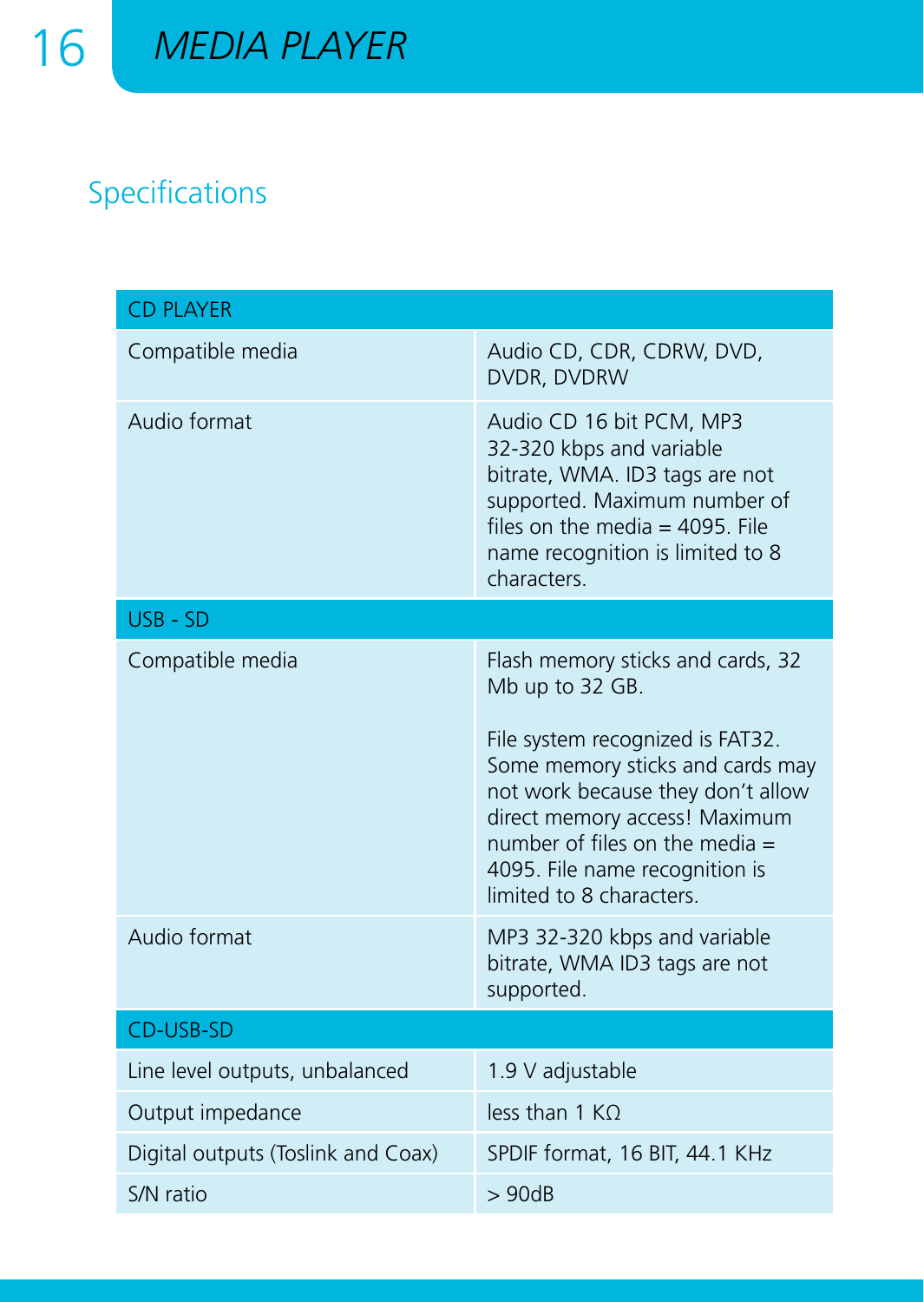## Specifications

| CD PLAYER | |
|---|---|
| Compatible media | Audio CD, CDR, CDRW, DVD, DVDR, DVDRW |
| Audio format | Audio CD 16 bit PCM, MP3 32-320 kbps and variable bitrate, WMA. ID3 tags are not supported. Maximum number of files on the media = 4095. File name recognition is limited to 8 characters. |
| **USB - SD** | |
| Compatible media | Flash memory sticks and cards, 32 Mb up to 32 GB.<br><br>File system recognized is FAT32. Some memory sticks and cards may not work because they don't allow direct memory access! Maximum number of files on the media = 4095. File name recognition is limited to 8 characters. |
| Audio format | MP3 32-320 kbps and variable bitrate, WMA ID3 tags are not supported. |
| **CD-USB-SD** | |
| Line level outputs, unbalanced | 1.9 V adjustable |
| Output impedance | less than 1 KΩ |
| Digital outputs (Toslink and Coax) | SPDIF format, 16 BIT, 44.1 KHz |
| S/N ratio | > 90dB |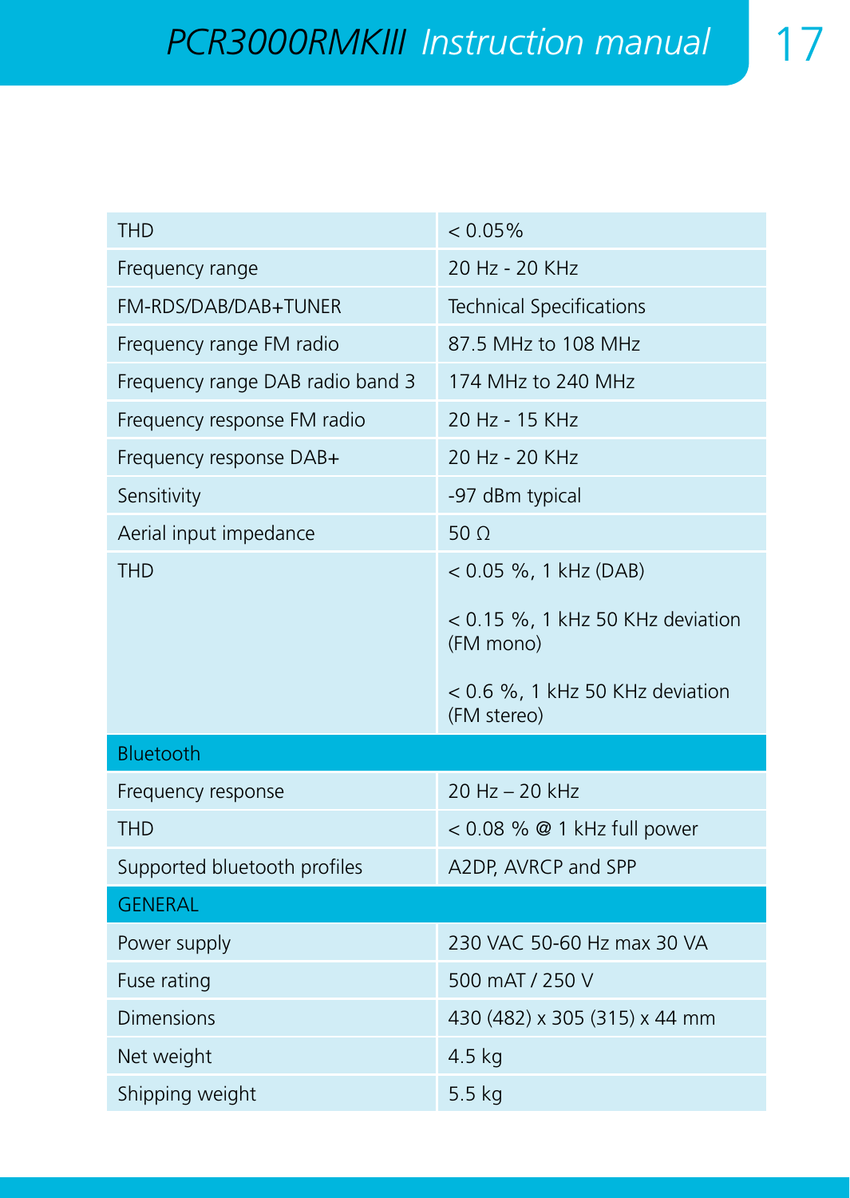| | |
|---|---|
| THD | < 0.05% |
| Frequency range | 20 Hz - 20 KHz |
| FM-RDS/DAB/DAB+TUNER | Technical Specifications |
| Frequency range FM radio | 87.5 MHz to 108 MHz |
| Frequency range DAB radio band 3 | 174 MHz to 240 MHz |
| Frequency response FM radio | 20 Hz - 15 KHz |
| Frequency response DAB+ | 20 Hz - 20 KHz |
| Sensitivity | -97 dBm typical |
| Aerial input impedance | 50 Ω |
| THD | < 0.05 %, 1 kHz (DAB)<br>< 0.15 %, 1 kHz 50 KHz deviation (FM mono)<br>< 0.6 %, 1 kHz 50 KHz deviation (FM stereo) |
| **Bluetooth** | |
| Frequency response | 20 Hz – 20 kHz |
| THD | < 0.08 % @ 1 kHz full power |
| Supported bluetooth profiles | A2DP, AVRCP and SPP |
| **GENERAL** | |
| Power supply | 230 VAC 50-60 Hz max 30 VA |
| Fuse rating | 500 mAT / 250 V |
| Dimensions | 430 (482) x 305 (315) x 44 mm |
| Net weight | 4.5 kg |
| Shipping weight | 5.5 kg |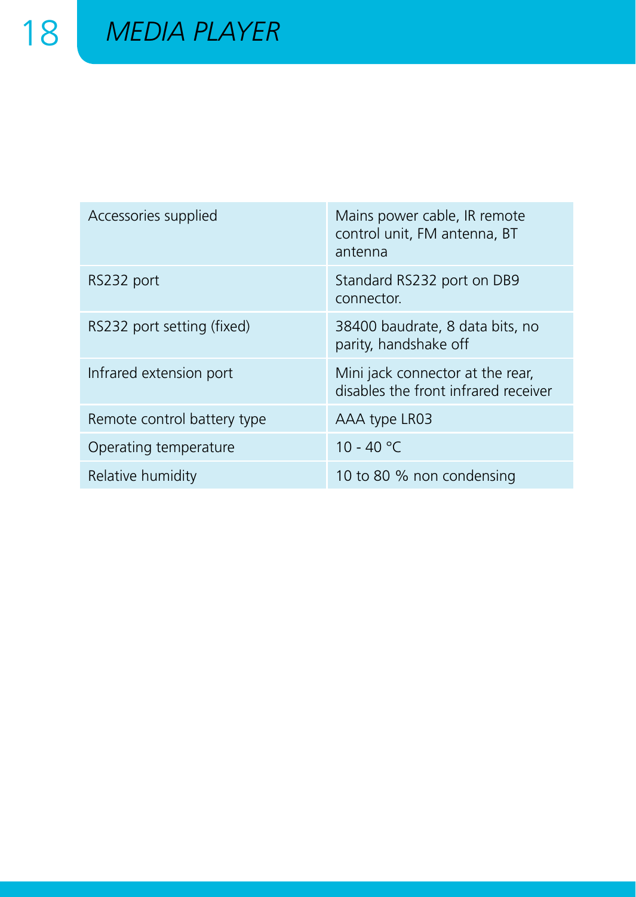| Accessories supplied | Mains power cable, IR remote control unit, FM antenna, BT antenna |
|---|---|
| RS232 port | Standard RS232 port on DB9 connector. |
| RS232 port setting (fixed) | 38400 baudrate, 8 data bits, no parity, handshake off |
| Infrared extension port | Mini jack connector at the rear, disables the front infrared receiver |
| Remote control battery type | AAA type LR03 |
| Operating temperature | 10 - 40 °C |
| Relative humidity | 10 to 80 % non condensing |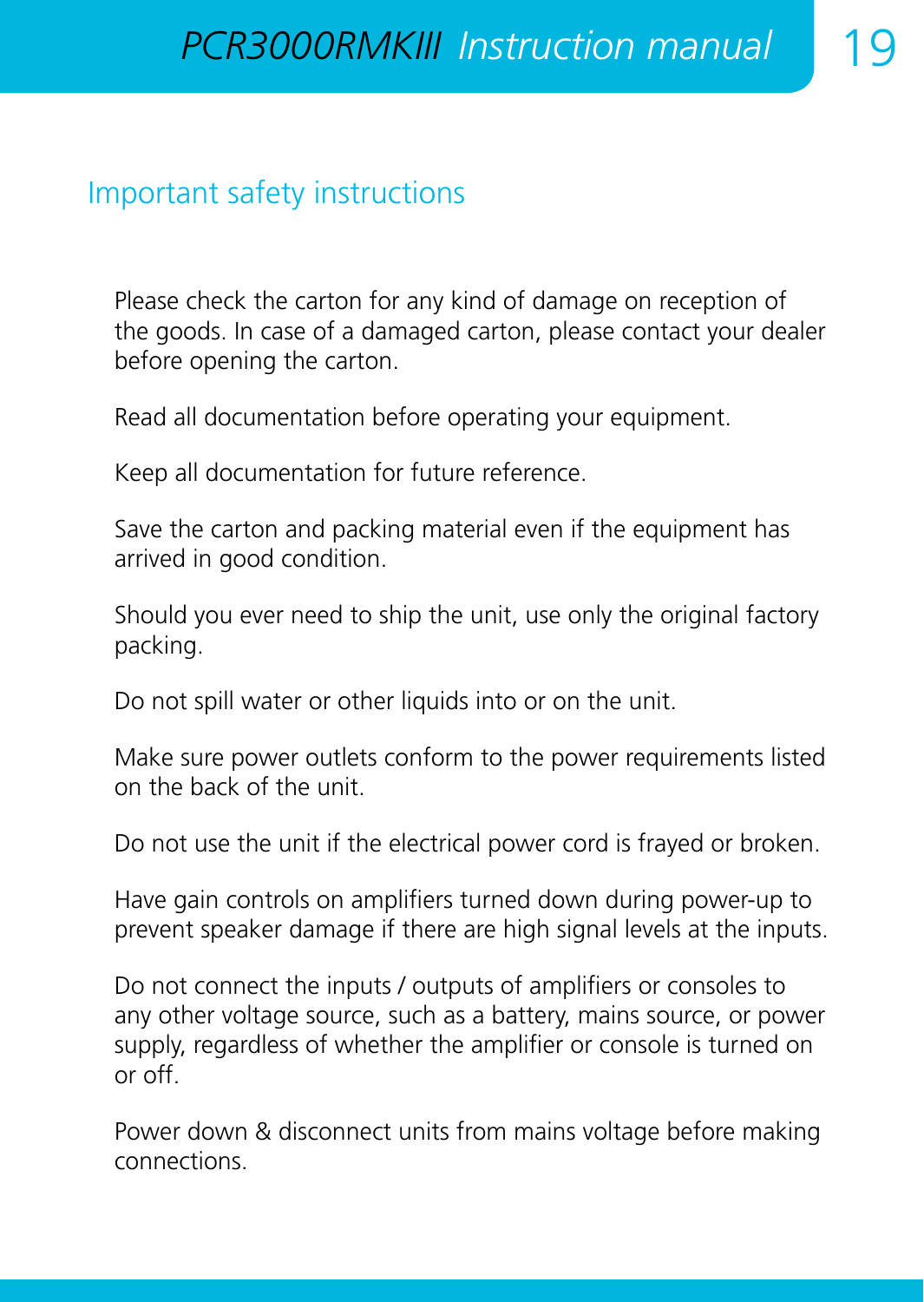## Important safety instructions

Please check the carton for any kind of damage on reception of the goods. In case of a damaged carton, please contact your dealer before opening the carton.

Read all documentation before operating your equipment.

Keep all documentation for future reference.

Save the carton and packing material even if the equipment has arrived in good condition.

Should you ever need to ship the unit, use only the original factory packing.

Do not spill water or other liquids into or on the unit.

Make sure power outlets conform to the power requirements listed on the back of the unit.

Do not use the unit if the electrical power cord is frayed or broken.

Have gain controls on amplifiers turned down during power-up to prevent speaker damage if there are high signal levels at the inputs.

Do not connect the inputs / outputs of amplifiers or consoles to any other voltage source, such as a battery, mains source, or power supply, regardless of whether the amplifier or console is turned on or off.

Power down & disconnect units from mains voltage before making connections.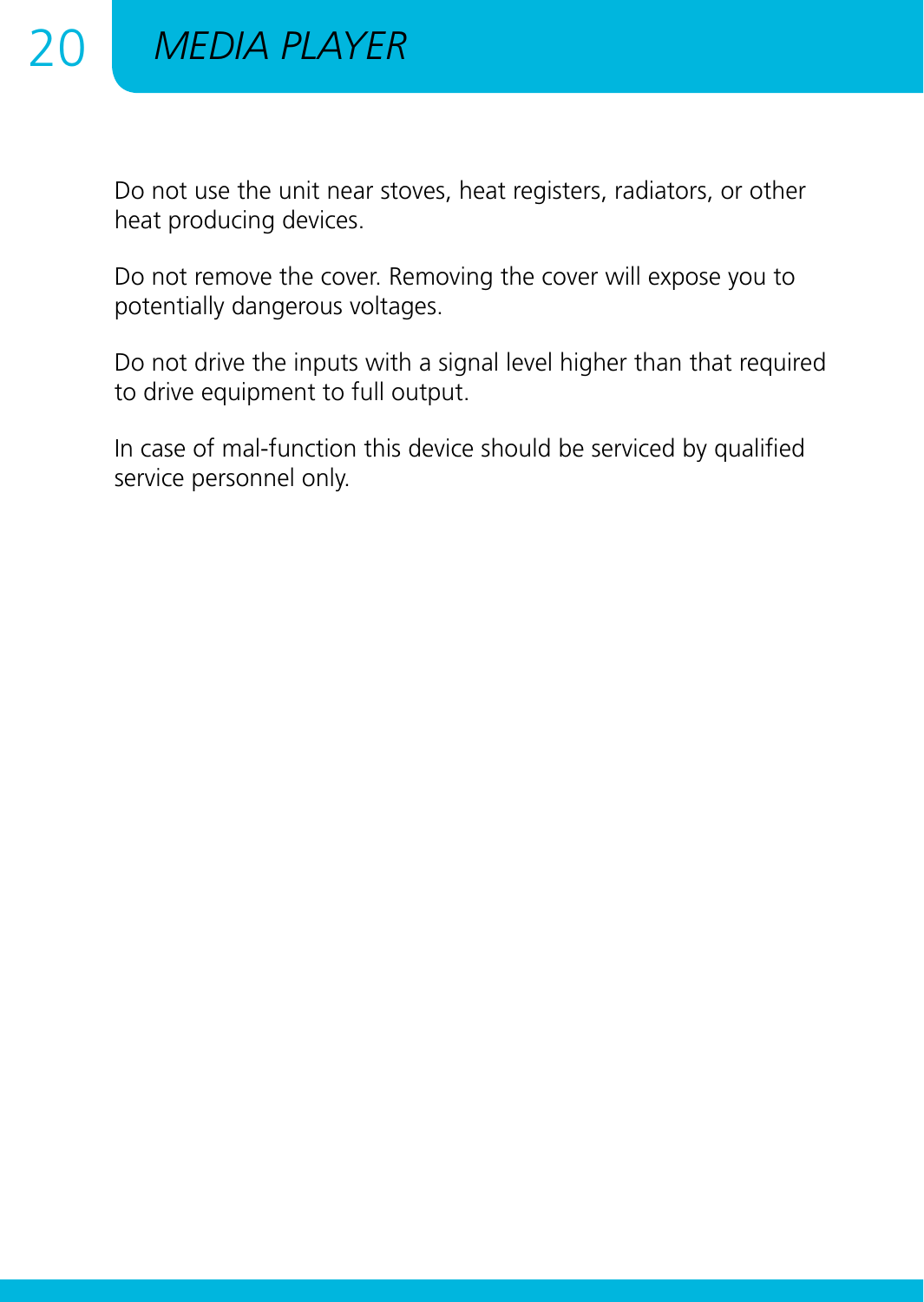Do not use the unit near stoves, heat registers, radiators, or other heat producing devices.

Do not remove the cover. Removing the cover will expose you to potentially dangerous voltages.

Do not drive the inputs with a signal level higher than that required to drive equipment to full output.

In case of mal-function this device should be serviced by qualified service personnel only.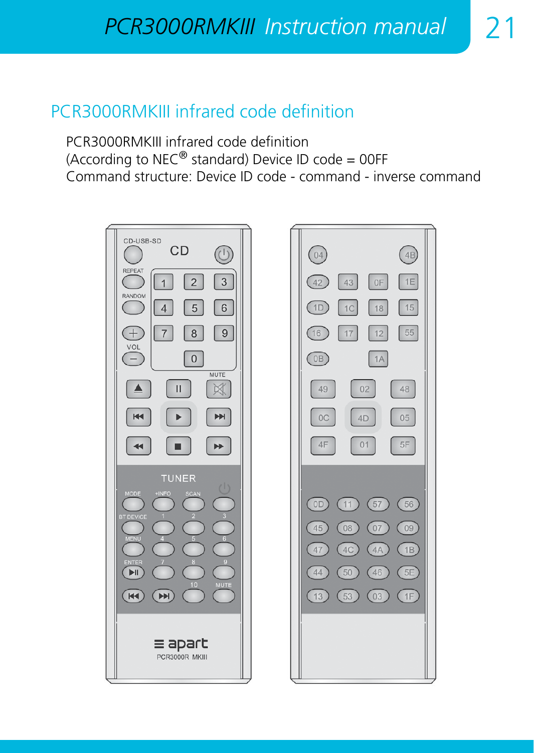## PCR3000RMKIII infrared code definition

PCR3000RMKIII infrared code definition
(According to NEC® standard) Device ID code = 00FF
Command structure: Device ID code - command - inverse command

**CD section**

| Button | Code |
|---|---|
| CD-USB-SD | 04 |
| Power (⏻) | 4B |
| REPEAT | 42 |
| 1 | 43 |
| 2 | 0F |
| 3 | 1E |
| RANDOM | 1D |
| 4 | 1C |
| 5 | 18 |
| 6 | 15 |
| VOL + | 16 |
| 7 | 17 |
| 8 | 12 |
| 9 | 55 |
| VOL − | 0B |
| 0 | 1A |
| ▲ (Eject) | 49 |
| II (Pause) | 02 |
| MUTE | 48 |
| ⏮ | 0C |
| ▶ (Play) | 4D |
| ⏭ | 05 |
| ◀◀ | 4F |
| ■ (Stop) | 01 |
| ▶▶ | 5F |

**TUNER section**

| Button | Code |
|---|---|
| MODE | 0D |
| +INFO | 11 |
| SCAN | 57 |
| Power (⏻) | 56 |
| BT DEVICE | 45 |
| 1 | 08 |
| 2 | 07 |
| 3 | 09 |
| MENU | 47 |
| 4 | 4C |
| 5 | 4A |
| 6 | 1B |
| ENTER (▶II) | 44 |
| 7 | 50 |
| 8 | 46 |
| 9 | 5E |
| ⏮ | 13 |
| ⏭ | 53 |
| 10 | 03 |
| MUTE | 1F |

apart PCR3000R MKIII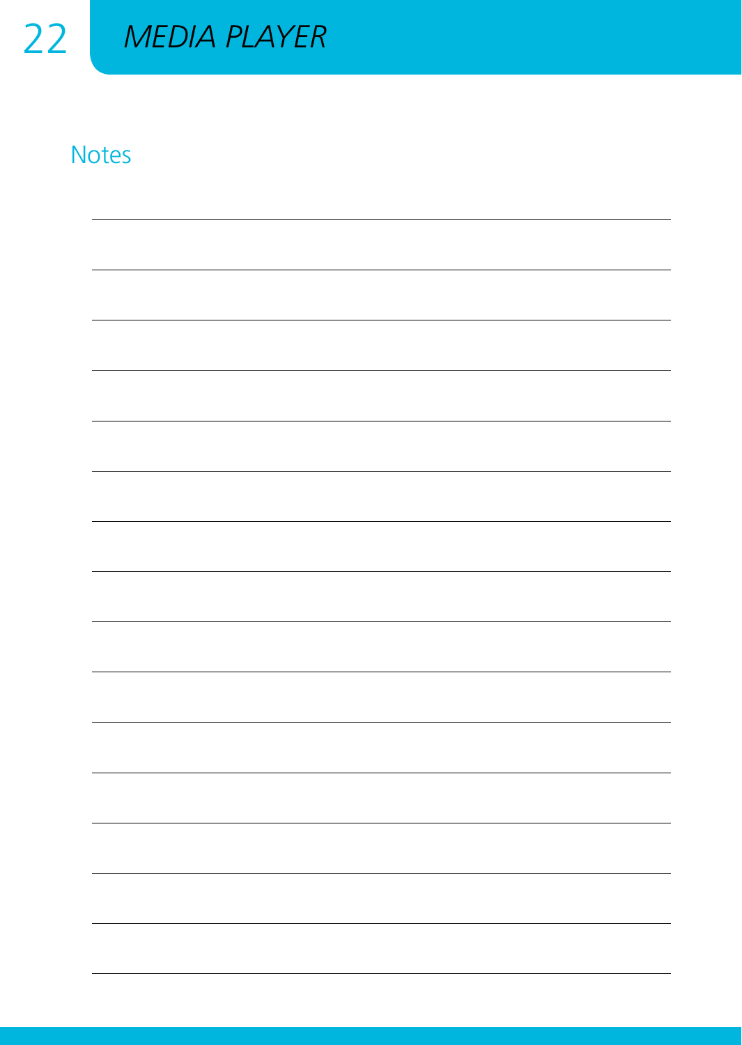## Notes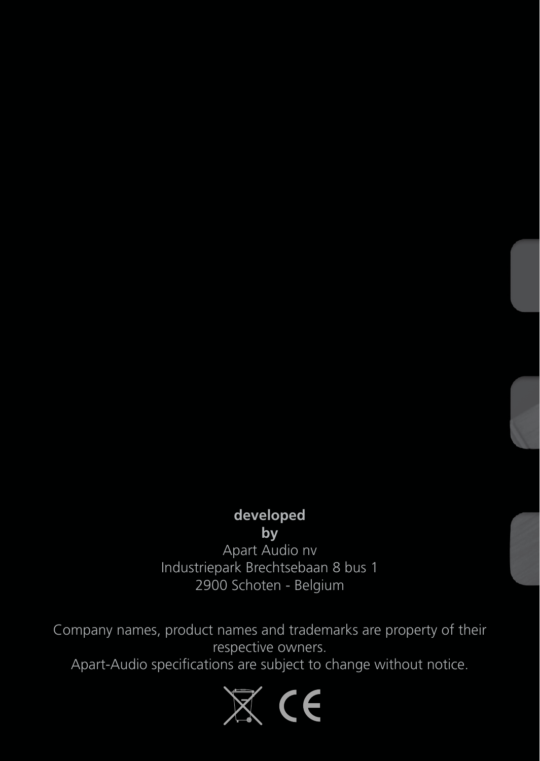**developed**
**by**
Apart Audio nv
Industriepark Brechtsebaan 8 bus 1
2900 Schoten - Belgium

Company names, product names and trademarks are property of their respective owners.
Apart-Audio specifications are subject to change without notice.